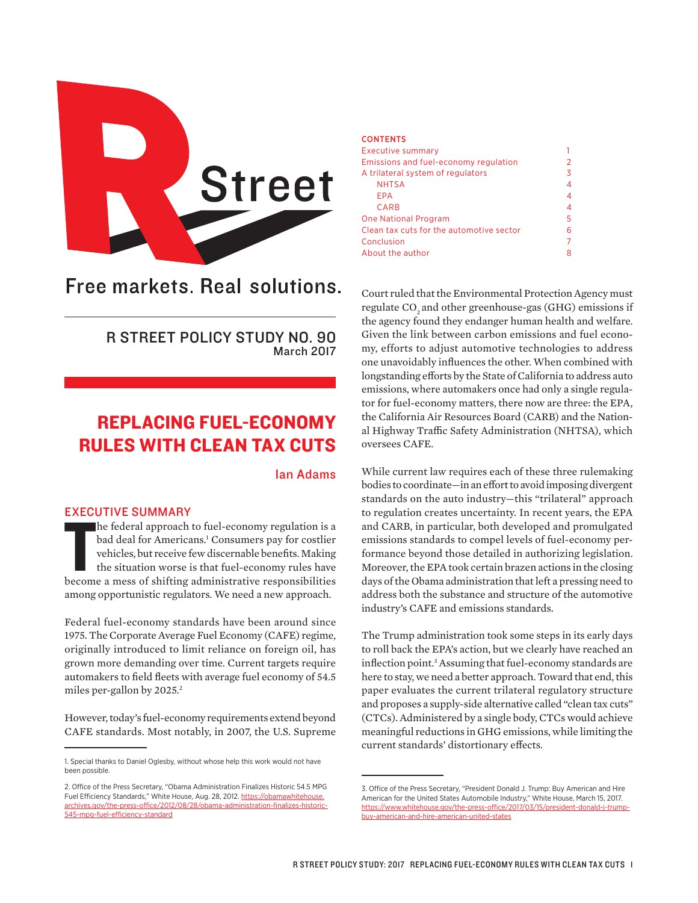R Street

Free markets. Real solutions.

R STREET POLICY STUDY NO. 90
March 2017

# REPLACING FUEL-ECONOMY RULES WITH CLEAN TAX CUTS

Ian Adams

**CONTENTS**

| | |
|---|---|
| Executive summary | 1 |
| Emissions and fuel-economy regulation | 2 |
| A trilateral system of regulators | 3 |
| NHTSA | 4 |
| EPA | 4 |
| CARB | 4 |
| One National Program | 5 |
| Clean tax cuts for the automotive sector | 6 |
| Conclusion | 7 |
| About the author | 8 |

## EXECUTIVE SUMMARY

The federal approach to fuel-economy regulation is a bad deal for Americans.[1] Consumers pay for costlier vehicles, but receive few discernable benefits. Making the situation worse is that fuel-economy rules have become a mess of shifting administrative responsibilities among opportunistic regulators. We need a new approach.

Federal fuel-economy standards have been around since 1975. The Corporate Average Fuel Economy (CAFE) regime, originally introduced to limit reliance on foreign oil, has grown more demanding over time. Current targets require automakers to field fleets with average fuel economy of 54.5 miles per-gallon by 2025.[2]

However, today's fuel-economy requirements extend beyond CAFE standards. Most notably, in 2007, the U.S. Supreme Court ruled that the Environmental Protection Agency must regulate $CO_2$ and other greenhouse-gas (GHG) emissions if the agency found they endanger human health and welfare. Given the link between carbon emissions and fuel economy, efforts to adjust automotive technologies to address one unavoidably influences the other. When combined with longstanding efforts by the State of California to address auto emissions, where automakers once had only a single regulator for fuel-economy matters, there now are three: the EPA, the California Air Resources Board (CARB) and the National Highway Traffic Safety Administration (NHTSA), which oversees CAFE.

While current law requires each of these three rulemaking bodies to coordinate—in an effort to avoid imposing divergent standards on the auto industry—this "trilateral" approach to regulation creates uncertainty. In recent years, the EPA and CARB, in particular, both developed and promulgated emissions standards to compel levels of fuel-economy performance beyond those detailed in authorizing legislation. Moreover, the EPA took certain brazen actions in the closing days of the Obama administration that left a pressing need to address both the substance and structure of the automotive industry's CAFE and emissions standards.

The Trump administration took some steps in its early days to roll back the EPA's action, but we clearly have reached an inflection point.[3] Assuming that fuel-economy standards are here to stay, we need a better approach. Toward that end, this paper evaluates the current trilateral regulatory structure and proposes a supply-side alternative called "clean tax cuts" (CTCs). Administered by a single body, CTCs would achieve meaningful reductions in GHG emissions, while limiting the current standards' distortionary effects.

---

1. Special thanks to Daniel Oglesby, without whose help this work would not have been possible.

2. Office of the Press Secretary, "Obama Administration Finalizes Historic 54.5 MPG Fuel Efficiency Standards," White House, Aug. 28, 2012. https://obamawhitehouse.archives.gov/the-press-office/2012/08/28/obama-administration-finalizes-historic-545-mpg-fuel-efficiency-standard

3. Office of the Press Secretary, "President Donald J. Trump: Buy American and Hire American for the United States Automobile Industry," White House, March 15, 2017. https://www.whitehouse.gov/the-press-office/2017/03/15/president-donald-j-trump-buy-american-and-hire-american-united-states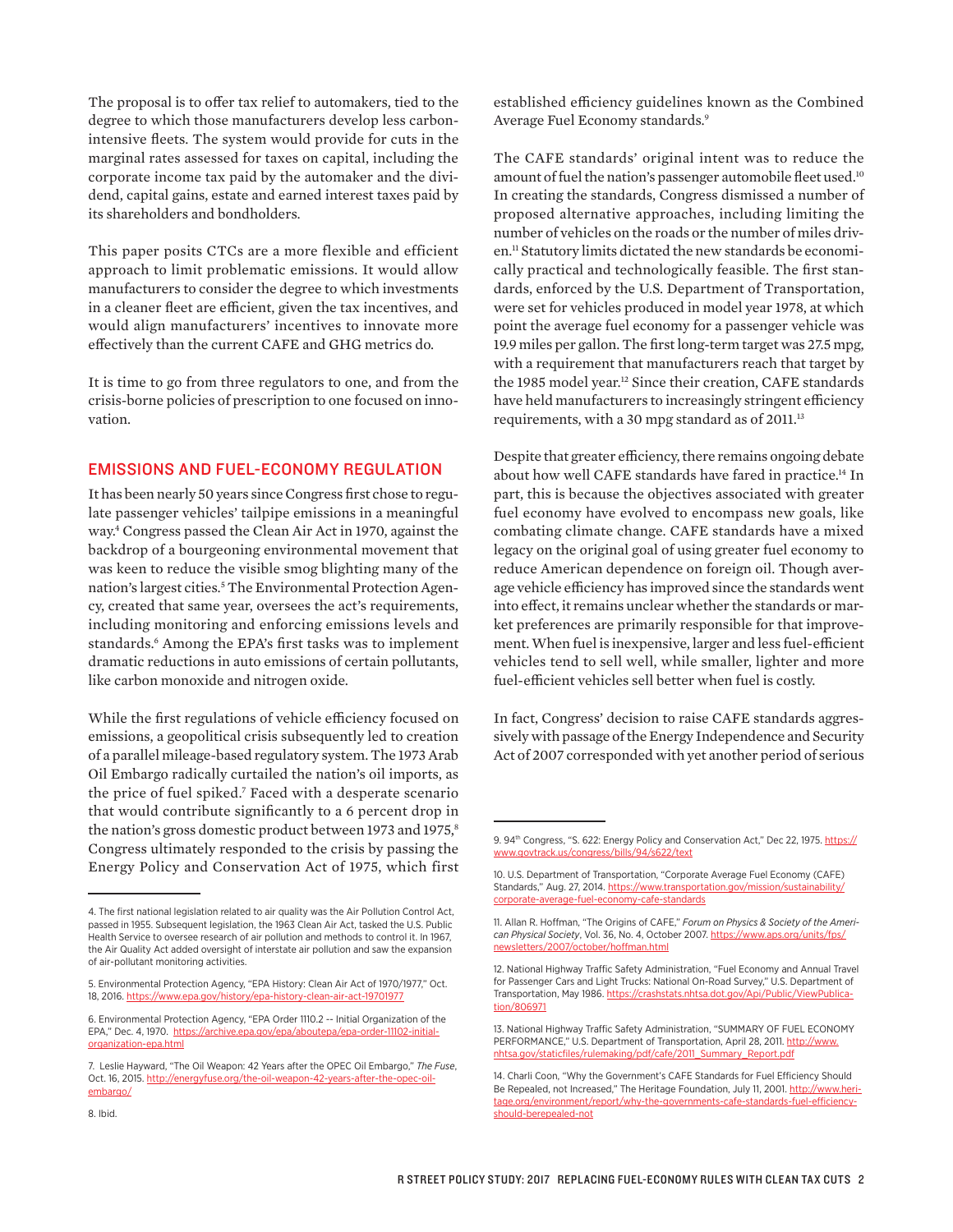The proposal is to offer tax relief to automakers, tied to the degree to which those manufacturers develop less carbon-intensive fleets. The system would provide for cuts in the marginal rates assessed for taxes on capital, including the corporate income tax paid by the automaker and the dividend, capital gains, estate and earned interest taxes paid by its shareholders and bondholders.

This paper posits CTCs are a more flexible and efficient approach to limit problematic emissions. It would allow manufacturers to consider the degree to which investments in a cleaner fleet are efficient, given the tax incentives, and would align manufacturers' incentives to innovate more effectively than the current CAFE and GHG metrics do.

It is time to go from three regulators to one, and from the crisis-borne policies of prescription to one focused on innovation.

## EMISSIONS AND FUEL-ECONOMY REGULATION

It has been nearly 50 years since Congress first chose to regulate passenger vehicles' tailpipe emissions in a meaningful way.[4] Congress passed the Clean Air Act in 1970, against the backdrop of a bourgeoning environmental movement that was keen to reduce the visible smog blighting many of the nation's largest cities.[5] The Environmental Protection Agency, created that same year, oversees the act's requirements, including monitoring and enforcing emissions levels and standards.[6] Among the EPA's first tasks was to implement dramatic reductions in auto emissions of certain pollutants, like carbon monoxide and nitrogen oxide.

While the first regulations of vehicle efficiency focused on emissions, a geopolitical crisis subsequently led to creation of a parallel mileage-based regulatory system. The 1973 Arab Oil Embargo radically curtailed the nation's oil imports, as the price of fuel spiked.[7] Faced with a desperate scenario that would contribute significantly to a 6 percent drop in the nation's gross domestic product between 1973 and 1975,[8] Congress ultimately responded to the crisis by passing the Energy Policy and Conservation Act of 1975, which first established efficiency guidelines known as the Combined Average Fuel Economy standards.[9]

The CAFE standards' original intent was to reduce the amount of fuel the nation's passenger automobile fleet used.[10] In creating the standards, Congress dismissed a number of proposed alternative approaches, including limiting the number of vehicles on the roads or the number of miles driven.[11] Statutory limits dictated the new standards be economically practical and technologically feasible. The first standards, enforced by the U.S. Department of Transportation, were set for vehicles produced in model year 1978, at which point the average fuel economy for a passenger vehicle was 19.9 miles per gallon. The first long-term target was 27.5 mpg, with a requirement that manufacturers reach that target by the 1985 model year.[12] Since their creation, CAFE standards have held manufacturers to increasingly stringent efficiency requirements, with a 30 mpg standard as of 2011.[13]

Despite that greater efficiency, there remains ongoing debate about how well CAFE standards have fared in practice.[14] In part, this is because the objectives associated with greater fuel economy have evolved to encompass new goals, like combating climate change. CAFE standards have a mixed legacy on the original goal of using greater fuel economy to reduce American dependence on foreign oil. Though average vehicle efficiency has improved since the standards went into effect, it remains unclear whether the standards or market preferences are primarily responsible for that improvement. When fuel is inexpensive, larger and less fuel-efficient vehicles tend to sell well, while smaller, lighter and more fuel-efficient vehicles sell better when fuel is costly.

In fact, Congress' decision to raise CAFE standards aggressively with passage of the Energy Independence and Security Act of 2007 corresponded with yet another period of serious

---

4. The first national legislation related to air quality was the Air Pollution Control Act, passed in 1955. Subsequent legislation, the 1963 Clean Air Act, tasked the U.S. Public Health Service to oversee research of air pollution and methods to control it. In 1967, the Air Quality Act added oversight of interstate air pollution and saw the expansion of air-pollutant monitoring activities.

5. Environmental Protection Agency, "EPA History: Clean Air Act of 1970/1977," Oct. 18, 2016. https://www.epa.gov/history/epa-history-clean-air-act-19701977

6. Environmental Protection Agency, "EPA Order 1110.2 -- Initial Organization of the EPA," Dec. 4, 1970. https://archive.epa.gov/epa/aboutepa/epa-order-11102-initial-organization-epa.html

7. Leslie Hayward, "The Oil Weapon: 42 Years after the OPEC Oil Embargo," *The Fuse*, Oct. 16, 2015. http://energyfuse.org/the-oil-weapon-42-years-after-the-opec-oil-embargo/

8. Ibid.

9. 94th Congress, "S. 622: Energy Policy and Conservation Act," Dec 22, 1975. https://www.govtrack.us/congress/bills/94/s622/text

10. U.S. Department of Transportation, "Corporate Average Fuel Economy (CAFE) Standards," Aug. 27, 2014. https://www.transportation.gov/mission/sustainability/corporate-average-fuel-economy-cafe-standards

11. Allan R. Hoffman, "The Origins of CAFE," *Forum on Physics & Society of the American Physical Society*, Vol. 36, No. 4, October 2007. https://www.aps.org/units/fps/newsletters/2007/october/hoffman.html

12. National Highway Traffic Safety Administration, "Fuel Economy and Annual Travel for Passenger Cars and Light Trucks: National On-Road Survey," U.S. Department of Transportation, May 1986. https://crashstats.nhtsa.dot.gov/Api/Public/ViewPublication/806971

13. National Highway Traffic Safety Administration, "SUMMARY OF FUEL ECONOMY PERFORMANCE," U.S. Department of Transportation, April 28, 2011. http://www.nhtsa.gov/staticfiles/rulemaking/pdf/cafe/2011_Summary_Report.pdf

14. Charli Coon, "Why the Government's CAFE Standards for Fuel Efficiency Should Be Repealed, not Increased," The Heritage Foundation, July 11, 2001. http://www.heritage.org/environment/report/why-the-governments-cafe-standards-fuel-efficiency-should-berepealed-not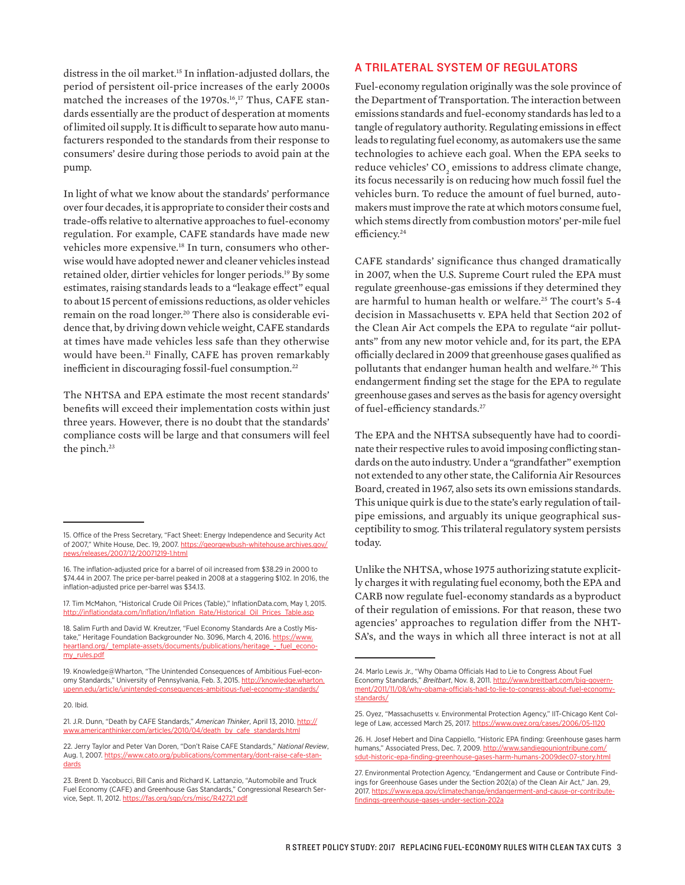distress in the oil market.[15] In inflation-adjusted dollars, the period of persistent oil-price increases of the early 2000s matched the increases of the 1970s.[16],[17] Thus, CAFE standards essentially are the product of desperation at moments of limited oil supply. It is difficult to separate how auto manufacturers responded to the standards from their response to consumers' desire during those periods to avoid pain at the pump.

In light of what we know about the standards' performance over four decades, it is appropriate to consider their costs and trade-offs relative to alternative approaches to fuel-economy regulation. For example, CAFE standards have made new vehicles more expensive.[18] In turn, consumers who otherwise would have adopted newer and cleaner vehicles instead retained older, dirtier vehicles for longer periods.[19] By some estimates, raising standards leads to a "leakage effect" equal to about 15 percent of emissions reductions, as older vehicles remain on the road longer.[20] There also is considerable evidence that, by driving down vehicle weight, CAFE standards at times have made vehicles less safe than they otherwise would have been.[21] Finally, CAFE has proven remarkably inefficient in discouraging fossil-fuel consumption.[22]

The NHTSA and EPA estimate the most recent standards' benefits will exceed their implementation costs within just three years. However, there is no doubt that the standards' compliance costs will be large and that consumers will feel the pinch.[23]

## A TRILATERAL SYSTEM OF REGULATORS

Fuel-economy regulation originally was the sole province of the Department of Transportation. The interaction between emissions standards and fuel-economy standards has led to a tangle of regulatory authority. Regulating emissions in effect leads to regulating fuel economy, as automakers use the same technologies to achieve each goal. When the EPA seeks to reduce vehicles' $CO_2$ emissions to address climate change, its focus necessarily is on reducing how much fossil fuel the vehicles burn. To reduce the amount of fuel burned, automakers must improve the rate at which motors consume fuel, which stems directly from combustion motors' per-mile fuel efficiency.[24]

CAFE standards' significance thus changed dramatically in 2007, when the U.S. Supreme Court ruled the EPA must regulate greenhouse-gas emissions if they determined they are harmful to human health or welfare.[25] The court's 5-4 decision in Massachusetts v. EPA held that Section 202 of the Clean Air Act compels the EPA to regulate "air pollutants" from any new motor vehicle and, for its part, the EPA officially declared in 2009 that greenhouse gases qualified as pollutants that endanger human health and welfare.[26] This endangerment finding set the stage for the EPA to regulate greenhouse gases and serves as the basis for agency oversight of fuel-efficiency standards.[27]

The EPA and the NHTSA subsequently have had to coordinate their respective rules to avoid imposing conflicting standards on the auto industry. Under a "grandfather" exemption not extended to any other state, the California Air Resources Board, created in 1967, also sets its own emissions standards. This unique quirk is due to the state's early regulation of tailpipe emissions, and arguably its unique geographical susceptibility to smog. This trilateral regulatory system persists today.

Unlike the NHTSA, whose 1975 authorizing statute explicitly charges it with regulating fuel economy, both the EPA and CARB now regulate fuel-economy standards as a byproduct of their regulation of emissions. For that reason, these two agencies' approaches to regulation differ from the NHTSA's, and the ways in which all three interact is not at all

---

15. Office of the Press Secretary, "Fact Sheet: Energy Independence and Security Act of 2007," White House, Dec. 19, 2007. https://georgewbush-whitehouse.archives.gov/news/releases/2007/12/20071219-1.html

16. The inflation-adjusted price for a barrel of oil increased from $38.29 in 2000 to $74.44 in 2007. The price per-barrel peaked in 2008 at a staggering $102. In 2016, the inflation-adjusted price per-barrel was $34.13.

17. Tim McMahon, "Historical Crude Oil Prices (Table)," InflationData.com, May 1, 2015. http://inflationdata.com/Inflation/Inflation_Rate/Historical_Oil_Prices_Table.asp

18. Salim Furth and David W. Kreutzer, "Fuel Economy Standards Are a Costly Mistake," Heritage Foundation Backgrounder No. 3096, March 4, 2016. https://www.heartland.org/_template-assets/documents/publications/heritage_-_fuel_economy_rules.pdf

19. Knowledge@Wharton, "The Unintended Consequences of Ambitious Fuel-economy Standards," University of Pennsylvania, Feb. 3, 2015. http://knowledge.wharton.upenn.edu/article/unintended-consequences-ambitious-fuel-economy-standards/

20. Ibid.

21. J.R. Dunn, "Death by CAFE Standards," *American Thinker*, April 13, 2010. http://www.americanthinker.com/articles/2010/04/death_by_cafe_standards.html

22. Jerry Taylor and Peter Van Doren, "Don't Raise CAFE Standards," *National Review*, Aug. 1, 2007. https://www.cato.org/publications/commentary/dont-raise-cafe-standards

23. Brent D. Yacobucci, Bill Canis and Richard K. Lattanzio, "Automobile and Truck Fuel Economy (CAFE) and Greenhouse Gas Standards," Congressional Research Service, Sept. 11, 2012. https://fas.org/sgp/crs/misc/R42721.pdf

24. Marlo Lewis Jr., "Why Obama Officials Had to Lie to Congress About Fuel Economy Standards," *Breitbart*, Nov. 8, 2011. http://www.breitbart.com/big-government/2011/11/08/why-obama-officials-had-to-lie-to-congress-about-fuel-economy-standards/

25. Oyez, "Massachusetts v. Environmental Protection Agency," IIT-Chicago Kent College of Law, accessed March 25, 2017. https://www.oyez.org/cases/2006/05-1120

26. H. Josef Hebert and Dina Cappiello, "Historic EPA finding: Greenhouse gases harm humans," Associated Press, Dec. 7, 2009. http://www.sandiegouniontribune.com/sdut-historic-epa-finding-greenhouse-gases-harm-humans-2009dec07-story.html

27. Environmental Protection Agency, "Endangerment and Cause or Contribute Findings for Greenhouse Gases under the Section 202(a) of the Clean Air Act," Jan. 29, 2017. https://www.epa.gov/climatechange/endangerment-and-cause-or-contribute-findings-greenhouse-gases-under-section-202a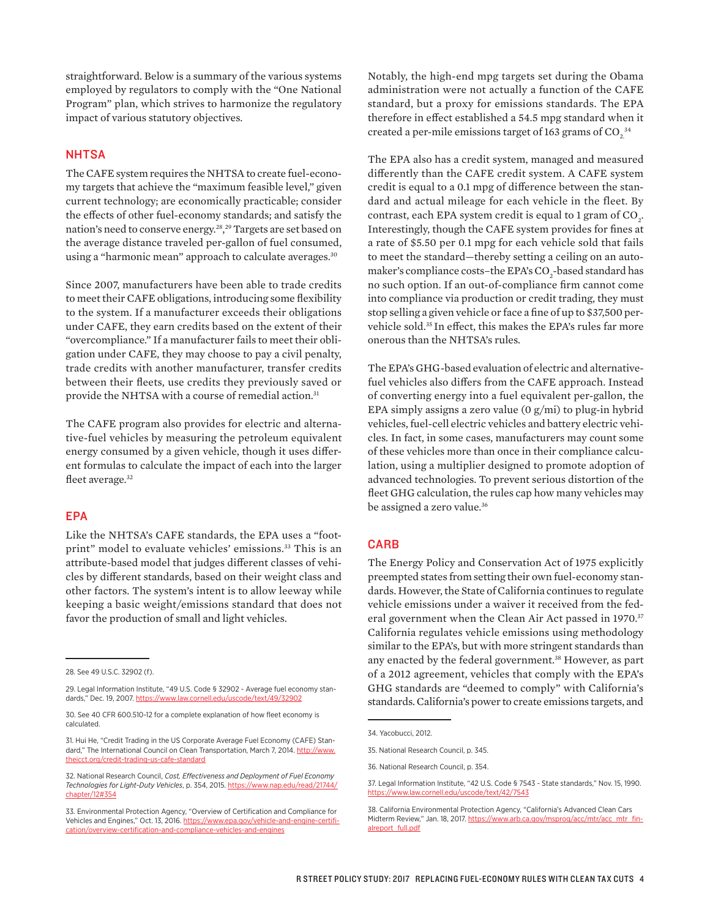straightforward. Below is a summary of the various systems employed by regulators to comply with the "One National Program" plan, which strives to harmonize the regulatory impact of various statutory objectives.

## NHTSA

The CAFE system requires the NHTSA to create fuel-economy targets that achieve the "maximum feasible level," given current technology; are economically practicable; consider the effects of other fuel-economy standards; and satisfy the nation's need to conserve energy.[28,29] Targets are set based on the average distance traveled per-gallon of fuel consumed, using a "harmonic mean" approach to calculate averages.[30]

Since 2007, manufacturers have been able to trade credits to meet their CAFE obligations, introducing some flexibility to the system. If a manufacturer exceeds their obligations under CAFE, they earn credits based on the extent of their "overcompliance." If a manufacturer fails to meet their obligation under CAFE, they may choose to pay a civil penalty, trade credits with another manufacturer, transfer credits between their fleets, use credits they previously saved or provide the NHTSA with a course of remedial action.[31]

The CAFE program also provides for electric and alternative-fuel vehicles by measuring the petroleum equivalent energy consumed by a given vehicle, though it uses different formulas to calculate the impact of each into the larger fleet average.[32]

## EPA

Like the NHTSA's CAFE standards, the EPA uses a "footprint" model to evaluate vehicles' emissions.[33] This is an attribute-based model that judges different classes of vehicles by different standards, based on their weight class and other factors. The system's intent is to allow leeway while keeping a basic weight/emissions standard that does not favor the production of small and light vehicles.

Notably, the high-end mpg targets set during the Obama administration were not actually a function of the CAFE standard, but a proxy for emissions standards. The EPA therefore in effect established a 54.5 mpg standard when it created a per-mile emissions target of 163 grams of $CO_2$.[34]

The EPA also has a credit system, managed and measured differently than the CAFE credit system. A CAFE system credit is equal to a 0.1 mpg of difference between the standard and actual mileage for each vehicle in the fleet. By contrast, each EPA system credit is equal to 1 gram of $CO_2$. Interestingly, though the CAFE system provides for fines at a rate of $5.50 per 0.1 mpg for each vehicle sold that fails to meet the standard—thereby setting a ceiling on an automaker's compliance costs–the EPA's $CO_2$-based standard has no such option. If an out-of-compliance firm cannot come into compliance via production or credit trading, they must stop selling a given vehicle or face a fine of up to $37,500 per-vehicle sold.[35] In effect, this makes the EPA's rules far more onerous than the NHTSA's rules.

The EPA's GHG-based evaluation of electric and alternative-fuel vehicles also differs from the CAFE approach. Instead of converting energy into a fuel equivalent per-gallon, the EPA simply assigns a zero value (0 g/mi) to plug-in hybrid vehicles, fuel-cell electric vehicles and battery electric vehicles. In fact, in some cases, manufacturers may count some of these vehicles more than once in their compliance calculation, using a multiplier designed to promote adoption of advanced technologies. To prevent serious distortion of the fleet GHG calculation, the rules cap how many vehicles may be assigned a zero value.[36]

## CARB

The Energy Policy and Conservation Act of 1975 explicitly preempted states from setting their own fuel-economy standards. However, the State of California continues to regulate vehicle emissions under a waiver it received from the federal government when the Clean Air Act passed in 1970.[37] California regulates vehicle emissions using methodology similar to the EPA's, but with more stringent standards than any enacted by the federal government.[38] However, as part of a 2012 agreement, vehicles that comply with the EPA's GHG standards are "deemed to comply" with California's standards. California's power to create emissions targets, and

---

28. See 49 U.S.C. 32902 (f).

29. Legal Information Institute, "49 U.S. Code § 32902 - Average fuel economy standards," Dec. 19, 2007. https://www.law.cornell.edu/uscode/text/49/32902

30. See 40 CFR 600.510-12 for a complete explanation of how fleet economy is calculated.

31. Hui He, "Credit Trading in the US Corporate Average Fuel Economy (CAFE) Standard," The International Council on Clean Transportation, March 7, 2014. http://www.theicct.org/credit-trading-us-cafe-standard

32. National Research Council, *Cost, Effectiveness and Deployment of Fuel Economy Technologies for Light-Duty Vehicles*, p. 354, 2015. https://www.nap.edu/read/21744/chapter/12#354

33. Environmental Protection Agency, "Overview of Certification and Compliance for Vehicles and Engines," Oct. 13, 2016. https://www.epa.gov/vehicle-and-engine-certification/overview-certification-and-compliance-vehicles-and-engines

34. Yacobucci, 2012.

35. National Research Council, p. 345.

36. National Research Council, p. 354.

37. Legal Information Institute, "42 U.S. Code § 7543 - State standards," Nov. 15, 1990. https://www.law.cornell.edu/uscode/text/42/7543

38. California Environmental Protection Agency, "California's Advanced Clean Cars Midterm Review," Jan. 18, 2017. https://www.arb.ca.gov/msprog/acc/mtr/acc_mtr_finalreport_full.pdf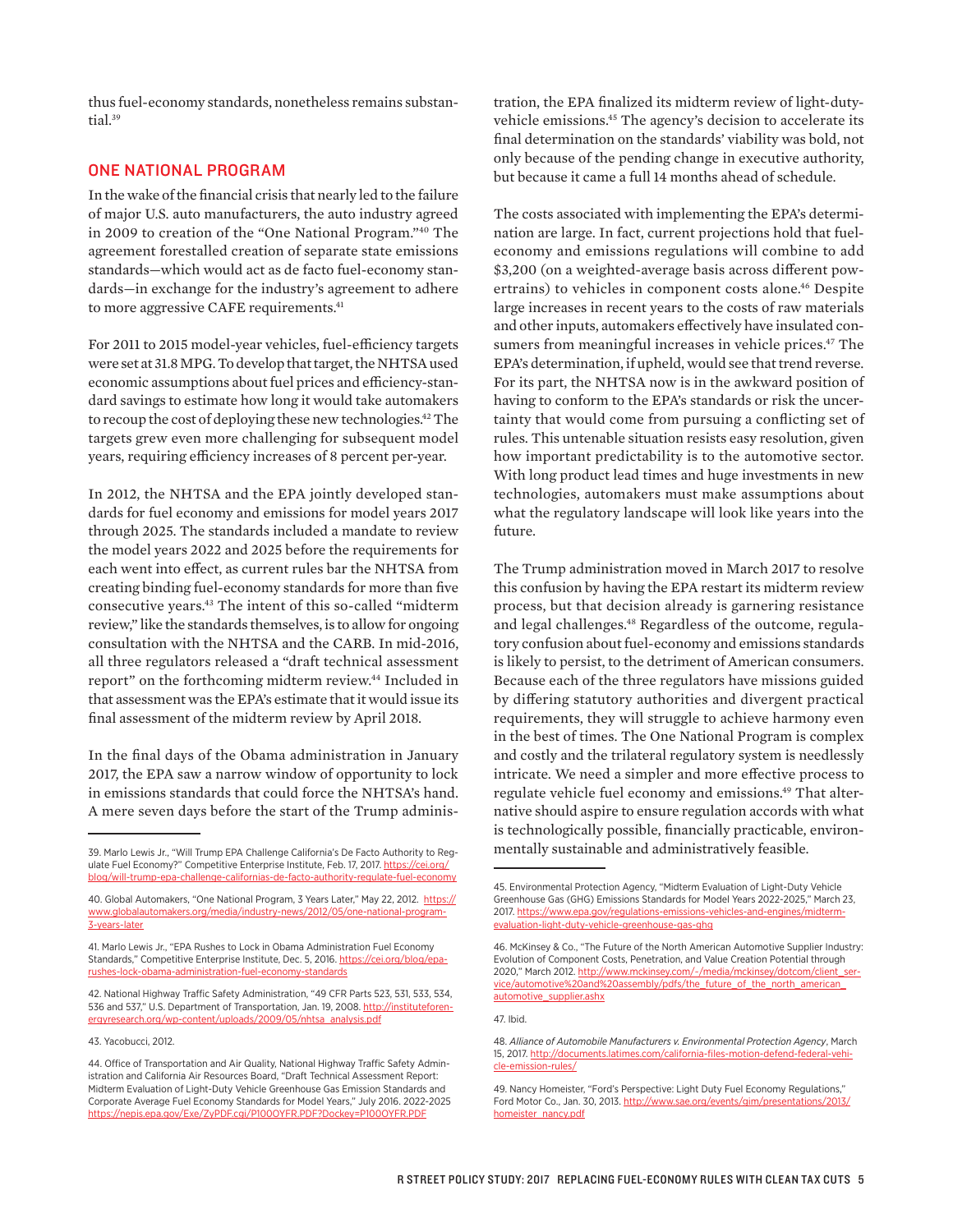thus fuel-economy standards, nonetheless remains substantial.[39]

## ONE NATIONAL PROGRAM

In the wake of the financial crisis that nearly led to the failure of major U.S. auto manufacturers, the auto industry agreed in 2009 to creation of the "One National Program."[40] The agreement forestalled creation of separate state emissions standards—which would act as de facto fuel-economy standards—in exchange for the industry's agreement to adhere to more aggressive CAFE requirements.[41]

For 2011 to 2015 model-year vehicles, fuel-efficiency targets were set at 31.8 MPG. To develop that target, the NHTSA used economic assumptions about fuel prices and efficiency-standard savings to estimate how long it would take automakers to recoup the cost of deploying these new technologies.[42] The targets grew even more challenging for subsequent model years, requiring efficiency increases of 8 percent per-year.

In 2012, the NHTSA and the EPA jointly developed standards for fuel economy and emissions for model years 2017 through 2025. The standards included a mandate to review the model years 2022 and 2025 before the requirements for each went into effect, as current rules bar the NHTSA from creating binding fuel-economy standards for more than five consecutive years.[43] The intent of this so-called "midterm review," like the standards themselves, is to allow for ongoing consultation with the NHTSA and the CARB. In mid-2016, all three regulators released a "draft technical assessment report" on the forthcoming midterm review.[44] Included in that assessment was the EPA's estimate that it would issue its final assessment of the midterm review by April 2018.

In the final days of the Obama administration in January 2017, the EPA saw a narrow window of opportunity to lock in emissions standards that could force the NHTSA's hand. A mere seven days before the start of the Trump administration, the EPA finalized its midterm review of light-duty-vehicle emissions.[45] The agency's decision to accelerate its final determination on the standards' viability was bold, not only because of the pending change in executive authority, but because it came a full 14 months ahead of schedule.

The costs associated with implementing the EPA's determination are large. In fact, current projections hold that fuel-economy and emissions regulations will combine to add $3,200 (on a weighted-average basis across different powertrains) to vehicles in component costs alone.[46] Despite large increases in recent years to the costs of raw materials and other inputs, automakers effectively have insulated consumers from meaningful increases in vehicle prices.[47] The EPA's determination, if upheld, would see that trend reverse. For its part, the NHTSA now is in the awkward position of having to conform to the EPA's standards or risk the uncertainty that would come from pursuing a conflicting set of rules. This untenable situation resists easy resolution, given how important predictability is to the automotive sector. With long product lead times and huge investments in new technologies, automakers must make assumptions about what the regulatory landscape will look like years into the future.

The Trump administration moved in March 2017 to resolve this confusion by having the EPA restart its midterm review process, but that decision already is garnering resistance and legal challenges.[48] Regardless of the outcome, regulatory confusion about fuel-economy and emissions standards is likely to persist, to the detriment of American consumers. Because each of the three regulators have missions guided by differing statutory authorities and divergent practical requirements, they will struggle to achieve harmony even in the best of times. The One National Program is complex and costly and the trilateral regulatory system is needlessly intricate. We need a simpler and more effective process to regulate vehicle fuel economy and emissions.[49] That alternative should aspire to ensure regulation accords with what is technologically possible, financially practicable, environmentally sustainable and administratively feasible.

---

39. Marlo Lewis Jr., "Will Trump EPA Challenge California's De Facto Authority to Regulate Fuel Economy?" Competitive Enterprise Institute, Feb. 17, 2017. https://cei.org/blog/will-trump-epa-challenge-californias-de-facto-authority-regulate-fuel-economy

40. Global Automakers, "One National Program, 3 Years Later," May 22, 2012. https://www.globalautomakers.org/media/industry-news/2012/05/one-national-program-3-years-later

41. Marlo Lewis Jr., "EPA Rushes to Lock in Obama Administration Fuel Economy Standards," Competitive Enterprise Institute, Dec. 5, 2016. https://cei.org/blog/epa-rushes-lock-obama-administration-fuel-economy-standards

42. National Highway Traffic Safety Administration, "49 CFR Parts 523, 531, 533, 534, 536 and 537," U.S. Department of Transportation, Jan. 19, 2008. http://instituteforenergyresearch.org/wp-content/uploads/2009/05/nhtsa_analysis.pdf

43. Yacobucci, 2012.

44. Office of Transportation and Air Quality, National Highway Traffic Safety Administration and California Air Resources Board, "Draft Technical Assessment Report: Midterm Evaluation of Light-Duty Vehicle Greenhouse Gas Emission Standards and Corporate Average Fuel Economy Standards for Model Years," July 2016. 2022-2025 https://nepis.epa.gov/Exe/ZyPDF.cgi/P100OYFR.PDF?Dockey=P100OYFR.PDF

45. Environmental Protection Agency, "Midterm Evaluation of Light-Duty Vehicle Greenhouse Gas (GHG) Emissions Standards for Model Years 2022-2025," March 23, 2017. https://www.epa.gov/regulations-emissions-vehicles-and-engines/midterm-evaluation-light-duty-vehicle-greenhouse-gas-ghg

46. McKinsey & Co., "The Future of the North American Automotive Supplier Industry: Evolution of Component Costs, Penetration, and Value Creation Potential through 2020," March 2012. http://www.mckinsey.com/-/media/mckinsey/dotcom/client_service/automotive%20and%20assembly/pdfs/the_future_of_the_north_american_automotive_supplier.ashx

47. Ibid.

48. *Alliance of Automobile Manufacturers v. Environmental Protection Agency*, March 15, 2017. http://documents.latimes.com/california-files-motion-defend-federal-vehicle-emission-rules/

49. Nancy Homeister, "Ford's Perspective: Light Duty Fuel Economy Regulations," Ford Motor Co., Jan. 30, 2013. http://www.sae.org/events/gim/presentations/2013/homeister_nancy.pdf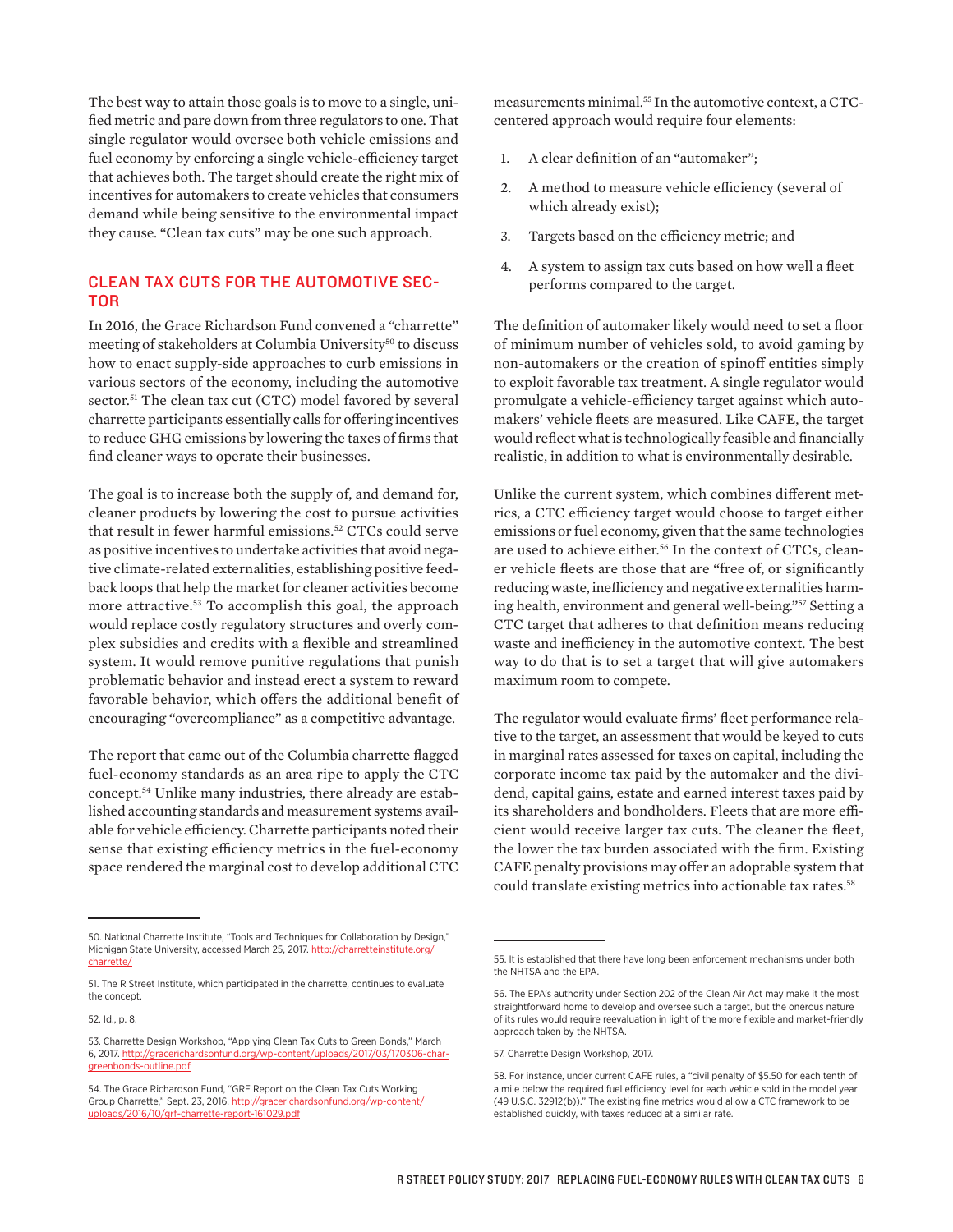The best way to attain those goals is to move to a single, unified metric and pare down from three regulators to one. That single regulator would oversee both vehicle emissions and fuel economy by enforcing a single vehicle-efficiency target that achieves both. The target should create the right mix of incentives for automakers to create vehicles that consumers demand while being sensitive to the environmental impact they cause. "Clean tax cuts" may be one such approach.

## CLEAN TAX CUTS FOR THE AUTOMOTIVE SECTOR

In 2016, the Grace Richardson Fund convened a "charrette" meeting of stakeholders at Columbia University[50] to discuss how to enact supply-side approaches to curb emissions in various sectors of the economy, including the automotive sector.[51] The clean tax cut (CTC) model favored by several charrette participants essentially calls for offering incentives to reduce GHG emissions by lowering the taxes of firms that find cleaner ways to operate their businesses.

The goal is to increase both the supply of, and demand for, cleaner products by lowering the cost to pursue activities that result in fewer harmful emissions.[52] CTCs could serve as positive incentives to undertake activities that avoid negative climate-related externalities, establishing positive feedback loops that help the market for cleaner activities become more attractive.[53] To accomplish this goal, the approach would replace costly regulatory structures and overly complex subsidies and credits with a flexible and streamlined system. It would remove punitive regulations that punish problematic behavior and instead erect a system to reward favorable behavior, which offers the additional benefit of encouraging "overcompliance" as a competitive advantage.

The report that came out of the Columbia charrette flagged fuel-economy standards as an area ripe to apply the CTC concept.[54] Unlike many industries, there already are established accounting standards and measurement systems available for vehicle efficiency. Charrette participants noted their sense that existing efficiency metrics in the fuel-economy space rendered the marginal cost to develop additional CTC measurements minimal.[55] In the automotive context, a CTC-centered approach would require four elements:

1. A clear definition of an "automaker";
2. A method to measure vehicle efficiency (several of which already exist);
3. Targets based on the efficiency metric; and
4. A system to assign tax cuts based on how well a fleet performs compared to the target.

The definition of automaker likely would need to set a floor of minimum number of vehicles sold, to avoid gaming by non-automakers or the creation of spinoff entities simply to exploit favorable tax treatment. A single regulator would promulgate a vehicle-efficiency target against which automakers' vehicle fleets are measured. Like CAFE, the target would reflect what is technologically feasible and financially realistic, in addition to what is environmentally desirable.

Unlike the current system, which combines different metrics, a CTC efficiency target would choose to target either emissions or fuel economy, given that the same technologies are used to achieve either.[56] In the context of CTCs, cleaner vehicle fleets are those that are "free of, or significantly reducing waste, inefficiency and negative externalities harming health, environment and general well-being."[57] Setting a CTC target that adheres to that definition means reducing waste and inefficiency in the automotive context. The best way to do that is to set a target that will give automakers maximum room to compete.

The regulator would evaluate firms' fleet performance relative to the target, an assessment that would be keyed to cuts in marginal rates assessed for taxes on capital, including the corporate income tax paid by the automaker and the dividend, capital gains, estate and earned interest taxes paid by its shareholders and bondholders. Fleets that are more efficient would receive larger tax cuts. The cleaner the fleet, the lower the tax burden associated with the firm. Existing CAFE penalty provisions may offer an adoptable system that could translate existing metrics into actionable tax rates.[58]

---

50. National Charrette Institute, "Tools and Techniques for Collaboration by Design," Michigan State University, accessed March 25, 2017. http://charretteinstitute.org/charrette/

51. The R Street Institute, which participated in the charrette, continues to evaluate the concept.

52. Id., p. 8.

53. Charrette Design Workshop, "Applying Clean Tax Cuts to Green Bonds," March 6, 2017. http://gracerichardsonfund.org/wp-content/uploads/2017/03/170306-char-greenbonds-outline.pdf

54. The Grace Richardson Fund, "GRF Report on the Clean Tax Cuts Working Group Charrette," Sept. 23, 2016. http://gracerichardsonfund.org/wp-content/uploads/2016/10/grf-charrette-report-161029.pdf

55. It is established that there have long been enforcement mechanisms under both the NHTSA and the EPA.

56. The EPA's authority under Section 202 of the Clean Air Act may make it the most straightforward home to develop and oversee such a target, but the onerous nature of its rules would require reevaluation in light of the more flexible and market-friendly approach taken by the NHTSA.

57. Charrette Design Workshop, 2017.

58. For instance, under current CAFE rules, a "civil penalty of $5.50 for each tenth of a mile below the required fuel efficiency level for each vehicle sold in the model year (49 U.S.C. 32912(b))." The existing fine metrics would allow a CTC framework to be established quickly, with taxes reduced at a similar rate.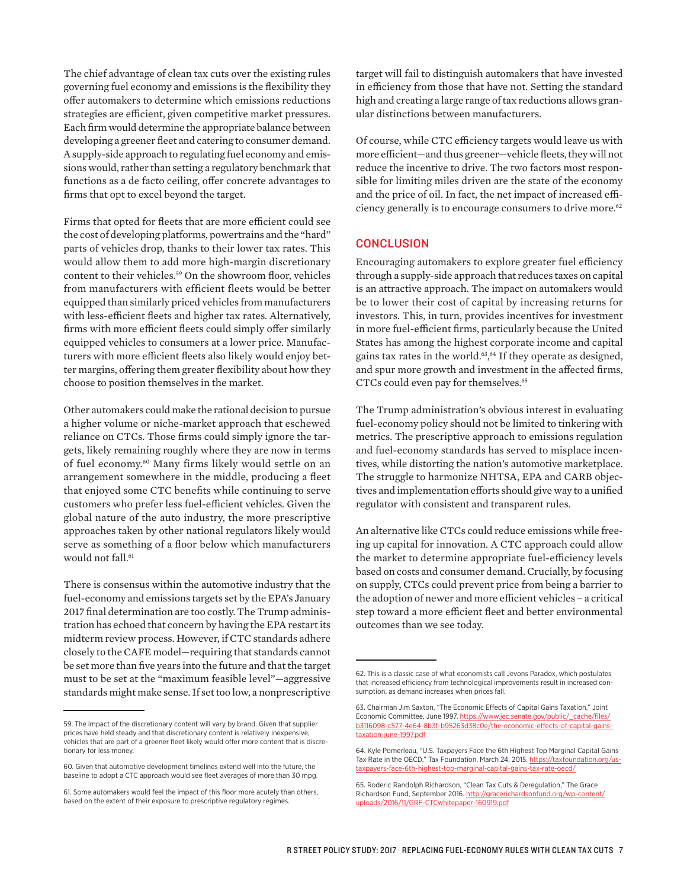The chief advantage of clean tax cuts over the existing rules governing fuel economy and emissions is the flexibility they offer automakers to determine which emissions reductions strategies are efficient, given competitive market pressures. Each firm would determine the appropriate balance between developing a greener fleet and catering to consumer demand. A supply-side approach to regulating fuel economy and emissions would, rather than setting a regulatory benchmark that functions as a de facto ceiling, offer concrete advantages to firms that opt to excel beyond the target.

Firms that opted for fleets that are more efficient could see the cost of developing platforms, powertrains and the "hard" parts of vehicles drop, thanks to their lower tax rates. This would allow them to add more high-margin discretionary content to their vehicles.[59] On the showroom floor, vehicles from manufacturers with efficient fleets would be better equipped than similarly priced vehicles from manufacturers with less-efficient fleets and higher tax rates. Alternatively, firms with more efficient fleets could simply offer similarly equipped vehicles to consumers at a lower price. Manufacturers with more efficient fleets also likely would enjoy better margins, offering them greater flexibility about how they choose to position themselves in the market.

Other automakers could make the rational decision to pursue a higher volume or niche-market approach that eschewed reliance on CTCs. Those firms could simply ignore the targets, likely remaining roughly where they are now in terms of fuel economy.[60] Many firms likely would settle on an arrangement somewhere in the middle, producing a fleet that enjoyed some CTC benefits while continuing to serve customers who prefer less fuel-efficient vehicles. Given the global nature of the auto industry, the more prescriptive approaches taken by other national regulators likely would serve as something of a floor below which manufacturers would not fall.[61]

There is consensus within the automotive industry that the fuel-economy and emissions targets set by the EPA's January 2017 final determination are too costly. The Trump administration has echoed that concern by having the EPA restart its midterm review process. However, if CTC standards adhere closely to the CAFE model—requiring that standards cannot be set more than five years into the future and that the target must to be set at the "maximum feasible level"—aggressive standards might make sense. If set too low, a nonprescriptive target will fail to distinguish automakers that have invested in efficiency from those that have not. Setting the standard high and creating a large range of tax reductions allows granular distinctions between manufacturers.

Of course, while CTC efficiency targets would leave us with more efficient—and thus greener—vehicle fleets, they will not reduce the incentive to drive. The two factors most responsible for limiting miles driven are the state of the economy and the price of oil. In fact, the net impact of increased efficiency generally is to encourage consumers to drive more.[62]

## CONCLUSION

Encouraging automakers to explore greater fuel efficiency through a supply-side approach that reduces taxes on capital is an attractive approach. The impact on automakers would be to lower their cost of capital by increasing returns for investors. This, in turn, provides incentives for investment in more fuel-efficient firms, particularly because the United States has among the highest corporate income and capital gains tax rates in the world.[63,64] If they operate as designed, and spur more growth and investment in the affected firms, CTCs could even pay for themselves.[65]

The Trump administration's obvious interest in evaluating fuel-economy policy should not be limited to tinkering with metrics. The prescriptive approach to emissions regulation and fuel-economy standards has served to misplace incentives, while distorting the nation's automotive marketplace. The struggle to harmonize NHTSA, EPA and CARB objectives and implementation efforts should give way to a unified regulator with consistent and transparent rules.

An alternative like CTCs could reduce emissions while freeing up capital for innovation. A CTC approach could allow the market to determine appropriate fuel-efficiency levels based on costs and consumer demand. Crucially, by focusing on supply, CTCs could prevent price from being a barrier to the adoption of newer and more efficient vehicles – a critical step toward a more efficient fleet and better environmental outcomes than we see today.

---

59. The impact of the discretionary content will vary by brand. Given that supplier prices have held steady and that discretionary content is relatively inexpensive, vehicles that are part of a greener fleet likely would offer more content that is discretionary for less money.

60. Given that automotive development timelines extend well into the future, the baseline to adopt a CTC approach would see fleet averages of more than 30 mpg.

61. Some automakers would feel the impact of this floor more acutely than others, based on the extent of their exposure to prescriptive regulatory regimes.

62. This is a classic case of what economists call Jevons Paradox, which postulates that increased efficiency from technological improvements result in increased consumption, as demand increases when prices fall.

63. Chairman Jim Saxton, "The Economic Effects of Capital Gains Taxation," Joint Economic Committee, June 1997. https://www.jec.senate.gov/public/_cache/files/b3116098-c577-4e64-8b3f-b95263d38c0e/the-economic-effects-of-capital-gains-taxation-june-1997.pdf

64. Kyle Pomerleau, "U.S. Taxpayers Face the 6th Highest Top Marginal Capital Gains Tax Rate in the OECD," Tax Foundation, March 24, 2015. https://taxfoundation.org/us-taxpayers-face-6th-highest-top-marginal-capital-gains-tax-rate-oecd/

65. Roderic Randolph Richardson, "Clean Tax Cuts & Deregulation," The Grace Richardson Fund, September 2016. http://gracerichardsonfund.org/wp-content/uploads/2016/11/GRF-CTCwhitepaper-160919.pdf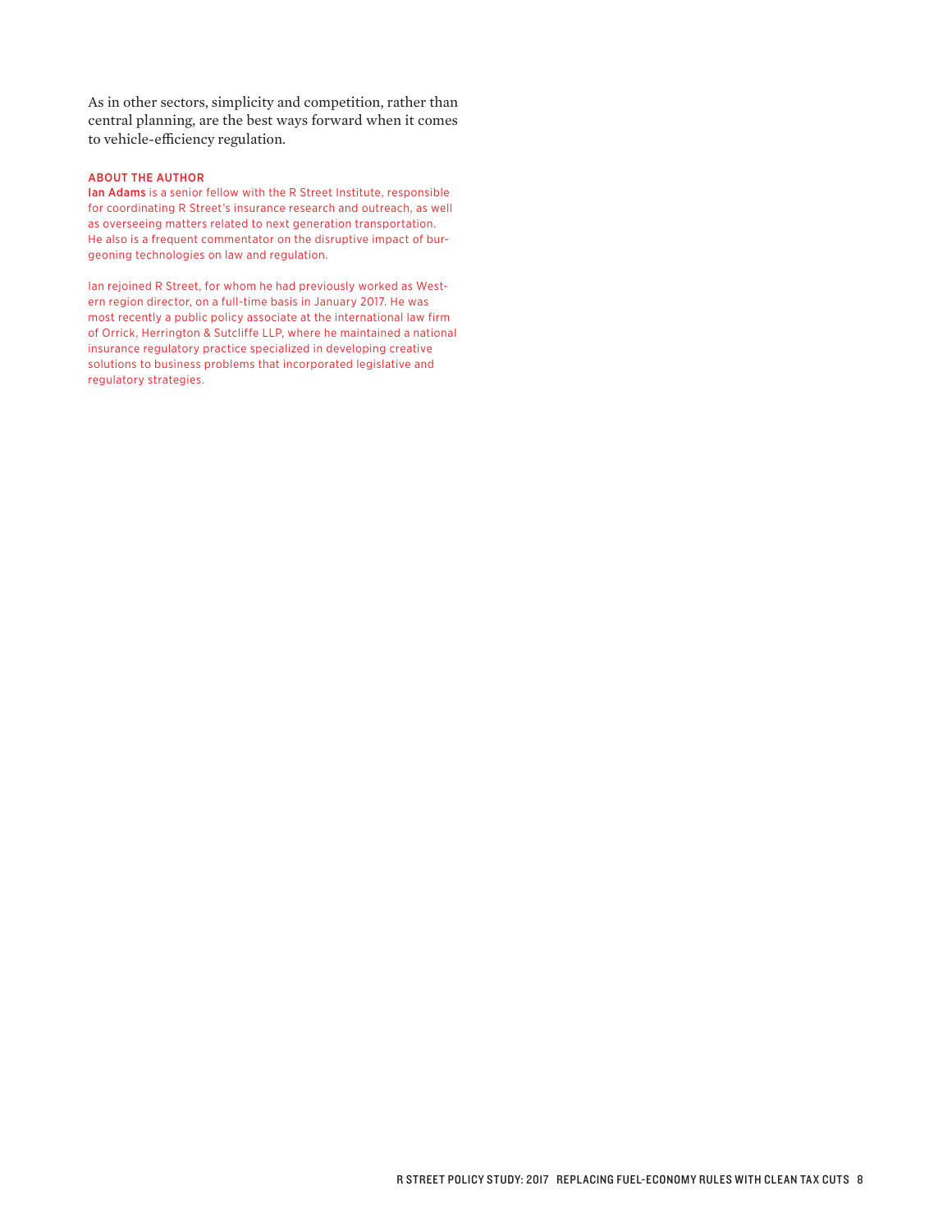As in other sectors, simplicity and competition, rather than central planning, are the best ways forward when it comes to vehicle-efficiency regulation.

### ABOUT THE AUTHOR

**Ian Adams** is a senior fellow with the R Street Institute, responsible for coordinating R Street's insurance research and outreach, as well as overseeing matters related to next generation transportation. He also is a frequent commentator on the disruptive impact of burgeoning technologies on law and regulation.

Ian rejoined R Street, for whom he had previously worked as Western region director, on a full-time basis in January 2017. He was most recently a public policy associate at the international law firm of Orrick, Herrington & Sutcliffe LLP, where he maintained a national insurance regulatory practice specialized in developing creative solutions to business problems that incorporated legislative and regulatory strategies.